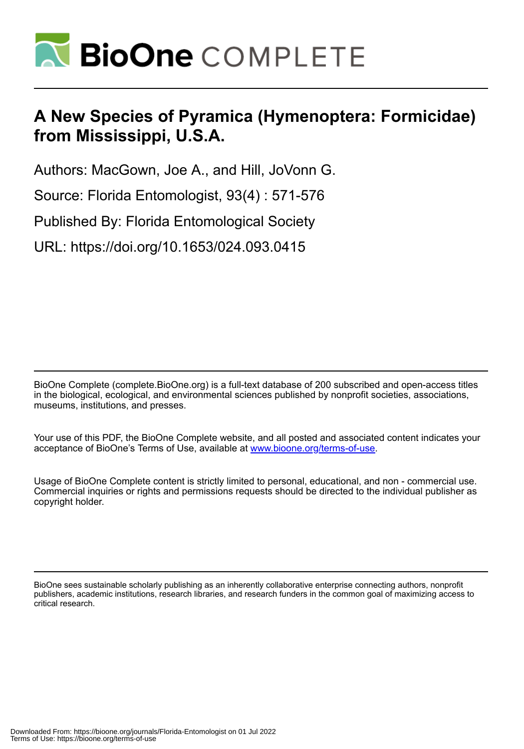# A New Species of Pyramica (Hymenoptera: Formicidae) from Mississippi, U.S.A.

Authors: MacGown, Joe A., and Hill, JoVonn G.

Source: Florida Entomologist, 93(4) : 571-576

Published By: Florida Entomological Society

URL: https://doi.org/10.1653/024.093.0415

BioOne Complete (complete.BioOne.org) is a full-text database of 200 subscribed and open-access titles in the biological, ecological, and environmental sciences published by nonprofit societies, associations, museums, institutions, and presses.

Your use of this PDF, the BioOne Complete website, and all posted and associated content indicates your acceptance of BioOne's Terms of Use, available at www.bioone.org/terms-of-use.

Usage of BioOne Complete content is strictly limited to personal, educational, and non - commercial use. Commercial inquiries or rights and permissions requests should be directed to the individual publisher as copyright holder.

BioOne sees sustainable scholarly publishing as an inherently collaborative enterprise connecting authors, nonprofit publishers, academic institutions, research libraries, and research funders in the common goal of maximizing access to critical research.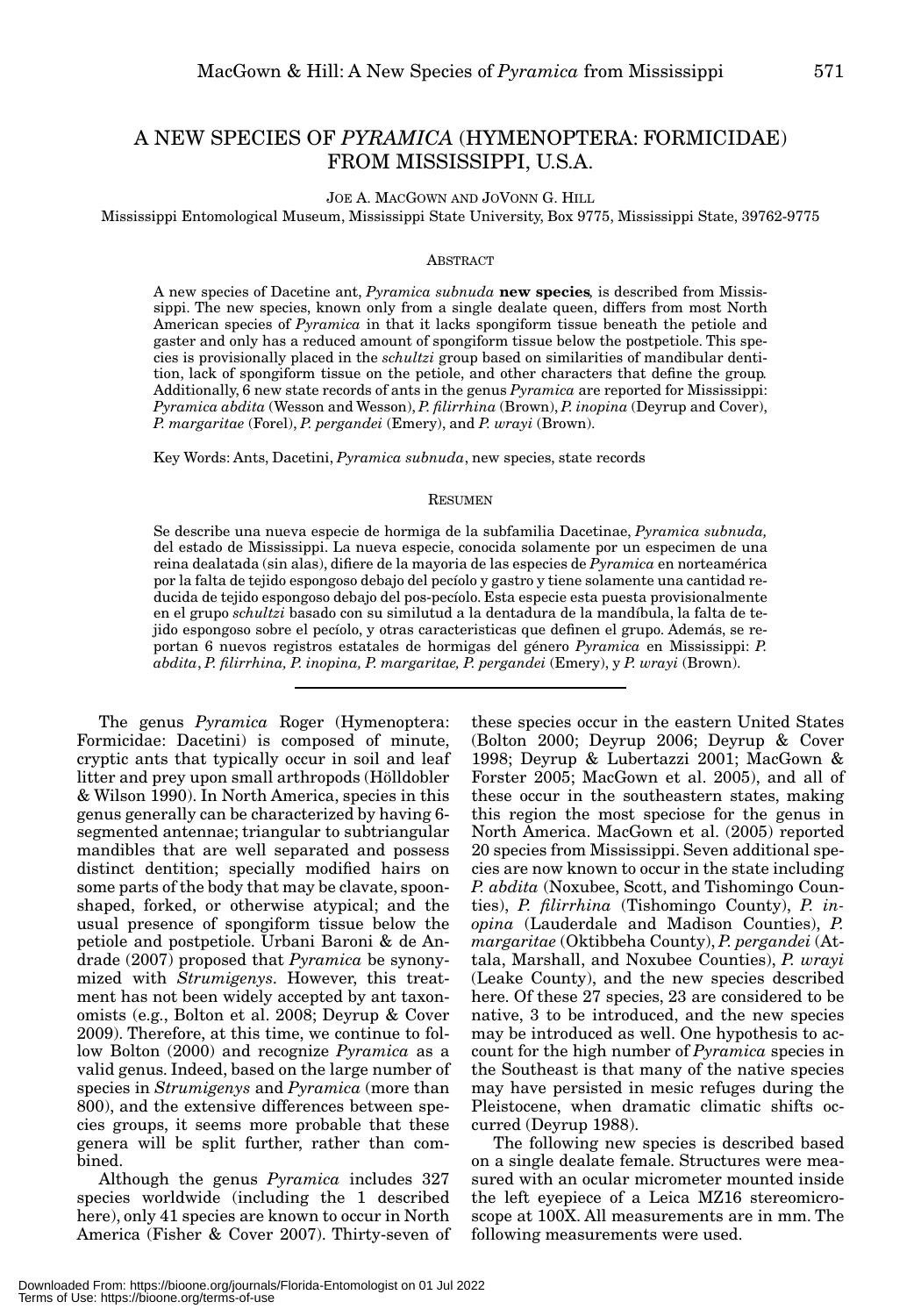# A NEW SPECIES OF *PYRAMICA* (HYMENOPTERA: FORMICIDAE) FROM MISSISSIPPI, U.S.A.

JOE A. MACGOWN AND JOVONN G. HILL

Mississippi Entomological Museum, Mississippi State University, Box 9775, Mississippi State, 39762-9775

## ABSTRACT

A new species of Dacetine ant, *Pyramica subnuda* **new species***,* is described from Mississippi. The new species, known only from a single dealate queen, differs from most North American species of *Pyramica* in that it lacks spongiform tissue beneath the petiole and gaster and only has a reduced amount of spongiform tissue below the postpetiole. This species is provisionally placed in the *schultzi* group based on similarities of mandibular dentition, lack of spongiform tissue on the petiole, and other characters that define the group. Additionally, 6 new state records of ants in the genus *Pyramica* are reported for Mississippi: *Pyramica abdita* (Wesson and Wesson), *P. filirrhina* (Brown), *P. inopina* (Deyrup and Cover), *P. margaritae* (Forel), *P. pergandei* (Emery), and *P. wrayi* (Brown).

Key Words: Ants, Dacetini, *Pyramica subnuda*, new species, state records

## RESUMEN

Se describe una nueva especie de hormiga de la subfamilia Dacetinae, *Pyramica subnuda,* del estado de Mississippi. La nueva especie, conocida solamente por un especimen de una reina dealatada (sin alas), difiere de la mayoria de las especies de *Pyramica* en norteamérica por la falta de tejido espongoso debajo del pecíolo y gastro y tiene solamente una cantidad reducida de tejido espongoso debajo del pos-pecíolo. Esta especie esta puesta provisionalmente en el grupo *schultzi* basado con su similutud a la dentadura de la mandíbula, la falta de tejido espongoso sobre el pecíolo, y otras caracteristicas que definen el grupo. Además, se reportan 6 nuevos registros estatales de hormigas del género *Pyramica* en Mississippi: *P. abdita*, *P. filirrhina, P. inopina, P. margaritae, P. pergandei* (Emery), y *P. wrayi* (Brown).

---

The genus *Pyramica* Roger (Hymenoptera: Formicidae: Dacetini) is composed of minute, cryptic ants that typically occur in soil and leaf litter and prey upon small arthropods (Hölldobler & Wilson 1990). In North America, species in this genus generally can be characterized by having 6-segmented antennae; triangular to subtriangular mandibles that are well separated and possess distinct dentition; specially modified hairs on some parts of the body that may be clavate, spoon-shaped, forked, or otherwise atypical; and the usual presence of spongiform tissue below the petiole and postpetiole. Urbani Baroni & de Andrade (2007) proposed that *Pyramica* be synonymized with *Strumigenys*. However, this treatment has not been widely accepted by ant taxonomists (e.g., Bolton et al. 2008; Deyrup & Cover 2009). Therefore, at this time, we continue to follow Bolton (2000) and recognize *Pyramica* as a valid genus. Indeed, based on the large number of species in *Strumigenys* and *Pyramica* (more than 800), and the extensive differences between species groups, it seems more probable that these genera will be split further, rather than combined.

Although the genus *Pyramica* includes 327 species worldwide (including the 1 described here), only 41 species are known to occur in North America (Fisher & Cover 2007). Thirty-seven of these species occur in the eastern United States (Bolton 2000; Deyrup 2006; Deyrup & Cover 1998; Deyrup & Lubertazzi 2001; MacGown & Forster 2005; MacGown et al. 2005), and all of these occur in the southeastern states, making this region the most speciose for the genus in North America. MacGown et al. (2005) reported 20 species from Mississippi. Seven additional species are now known to occur in the state including *P. abdita* (Noxubee, Scott, and Tishomingo Counties), *P. filirrhina* (Tishomingo County), *P. inopina* (Lauderdale and Madison Counties), *P. margaritae* (Oktibbeha County), *P. pergandei* (Attala, Marshall, and Noxubee Counties), *P. wrayi* (Leake County), and the new species described here. Of these 27 species, 23 are considered to be native, 3 to be introduced, and the new species may be introduced as well. One hypothesis to account for the high number of *Pyramica* species in the Southeast is that many of the native species may have persisted in mesic refuges during the Pleistocene, when dramatic climatic shifts occurred (Deyrup 1988).

The following new species is described based on a single dealate female. Structures were measured with an ocular micrometer mounted inside the left eyepiece of a Leica MZ16 stereomicroscope at 100X. All measurements are in mm. The following measurements were used.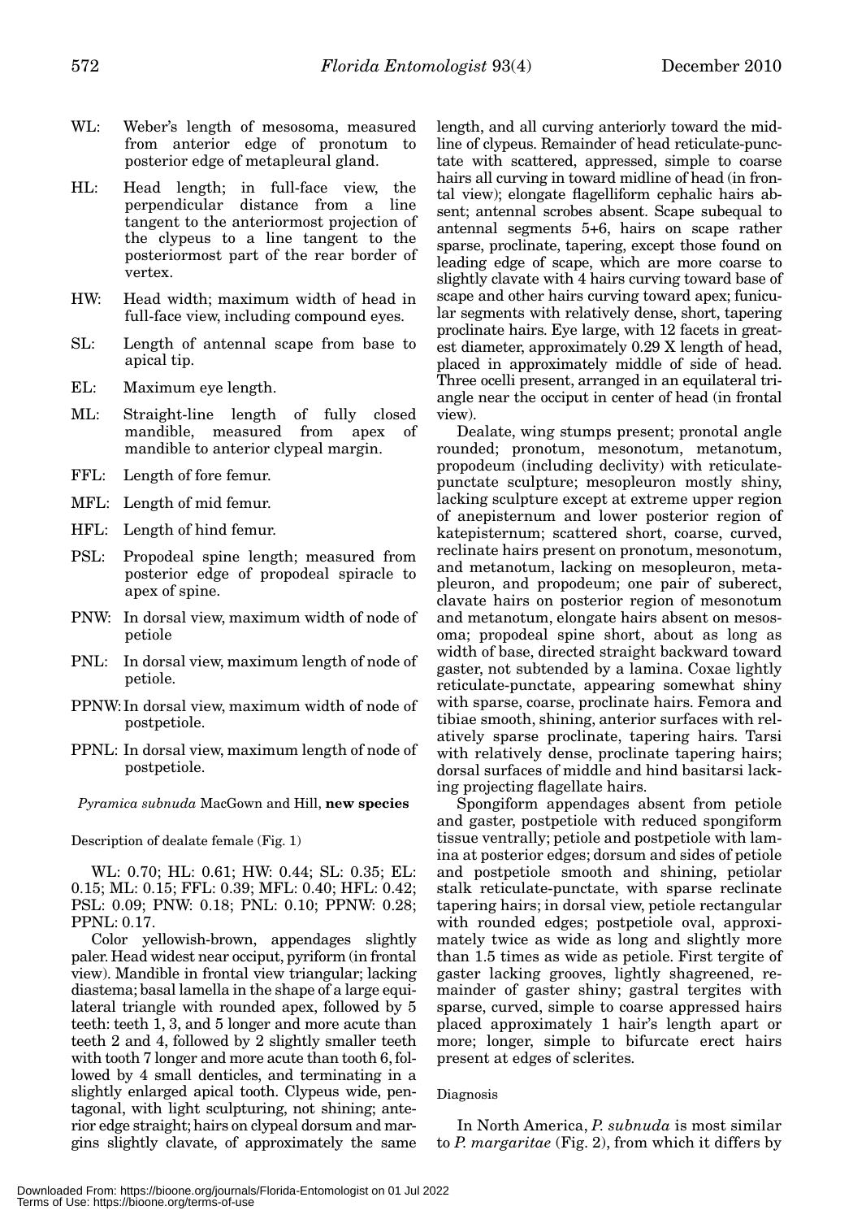WL: Weber's length of mesosoma, measured from anterior edge of pronotum to posterior edge of metapleural gland.

HL: Head length; in full-face view, the perpendicular distance from a line tangent to the anteriormost projection of the clypeus to a line tangent to the posteriormost part of the rear border of vertex.

HW: Head width; maximum width of head in full-face view, including compound eyes.

SL: Length of antennal scape from base to apical tip.

EL: Maximum eye length.

ML: Straight-line length of fully closed mandible, measured from apex of mandible to anterior clypeal margin.

FFL: Length of fore femur.

MFL: Length of mid femur.

HFL: Length of hind femur.

PSL: Propodeal spine length; measured from posterior edge of propodeal spiracle to apex of spine.

PNW: In dorsal view, maximum width of node of petiole

PNL: In dorsal view, maximum length of node of petiole.

PPNW: In dorsal view, maximum width of node of postpetiole.

PPNL: In dorsal view, maximum length of node of postpetiole.

*Pyramica subnuda* MacGown and Hill, **new species**

Description of dealate female (Fig. 1)

WL: 0.70; HL: 0.61; HW: 0.44; SL: 0.35; EL: 0.15; ML: 0.15; FFL: 0.39; MFL: 0.40; HFL: 0.42; PSL: 0.09; PNW: 0.18; PNL: 0.10; PPNW: 0.28; PPNL: 0.17.

Color yellowish-brown, appendages slightly paler. Head widest near occiput, pyriform (in frontal view). Mandible in frontal view triangular; lacking diastema; basal lamella in the shape of a large equilateral triangle with rounded apex, followed by 5 teeth: teeth 1, 3, and 5 longer and more acute than teeth 2 and 4, followed by 2 slightly smaller teeth with tooth 7 longer and more acute than tooth 6, followed by 4 small denticles, and terminating in a slightly enlarged apical tooth. Clypeus wide, pentagonal, with light sculpturing, not shining; anterior edge straight; hairs on clypeal dorsum and margins slightly clavate, of approximately the same length, and all curving anteriorly toward the midline of clypeus. Remainder of head reticulate-punctate with scattered, appressed, simple to coarse hairs all curving in toward midline of head (in frontal view); elongate flagelliform cephalic hairs absent; antennal scrobes absent. Scape subequal to antennal segments 5+6, hairs on scape rather sparse, proclinate, tapering, except those found on leading edge of scape, which are more coarse to slightly clavate with 4 hairs curving toward base of scape and other hairs curving toward apex; funicular segments with relatively dense, short, tapering proclinate hairs. Eye large, with 12 facets in greatest diameter, approximately 0.29 X length of head, placed in approximately middle of side of head. Three ocelli present, arranged in an equilateral triangle near the occiput in center of head (in frontal view).

Dealate, wing stumps present; pronotal angle rounded; pronotum, mesonotum, metanotum, propodeum (including declivity) with reticulate-punctate sculpture; mesopleuron mostly shiny, lacking sculpture except at extreme upper region of anepisternum and lower posterior region of katepisternum; scattered short, coarse, curved, reclinate hairs present on pronotum, mesonotum, and metanotum, lacking on mesopleuron, metapleuron, and propodeum; one pair of suberect, clavate hairs on posterior region of mesonotum and metanotum, elongate hairs absent on mesosoma; propodeal spine short, about as long as width of base, directed straight backward toward gaster, not subtended by a lamina. Coxae lightly reticulate-punctate, appearing somewhat shiny with sparse, coarse, proclinate hairs. Femora and tibiae smooth, shining, anterior surfaces with relatively sparse proclinate, tapering hairs. Tarsi with relatively dense, proclinate tapering hairs; dorsal surfaces of middle and hind basitarsi lacking projecting flagellate hairs.

Spongiform appendages absent from petiole and gaster, postpetiole with reduced spongiform tissue ventrally; petiole and postpetiole with lamina at posterior edges; dorsum and sides of petiole and postpetiole smooth and shining, petiolar stalk reticulate-punctate, with sparse reclinate tapering hairs; in dorsal view, petiole rectangular with rounded edges; postpetiole oval, approximately twice as wide as long and slightly more than 1.5 times as wide as petiole. First tergite of gaster lacking grooves, lightly shagreened, remainder of gaster shiny; gastral tergites with sparse, curved, simple to coarse appressed hairs placed approximately 1 hair's length apart or more; longer, simple to bifurcate erect hairs present at edges of sclerites.

Diagnosis

In North America, *P. subnuda* is most similar to *P. margaritae* (Fig. 2), from which it differs by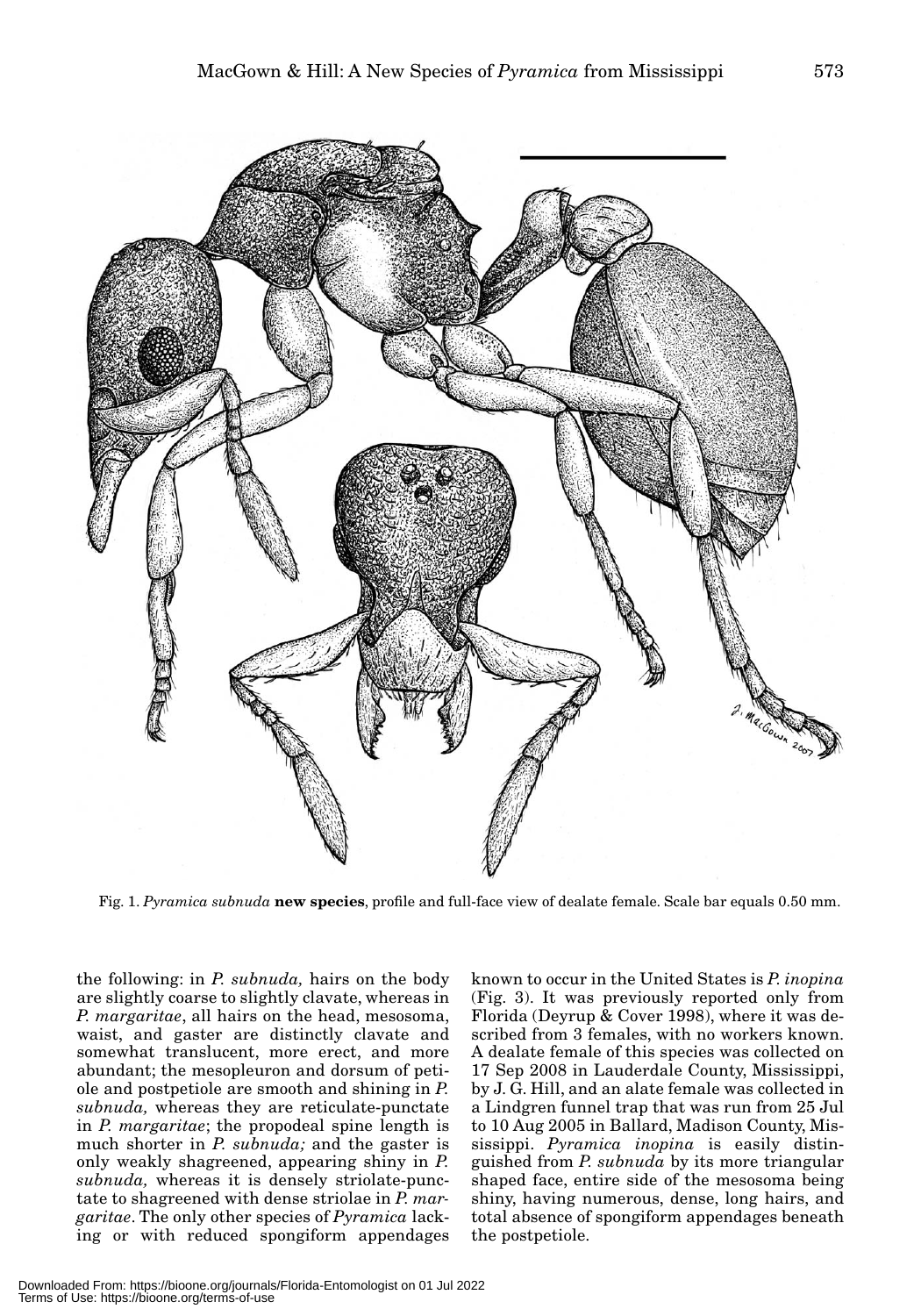Fig. 1. *Pyramica subnuda* **new species**, profile and full-face view of dealate female. Scale bar equals 0.50 mm.

the following: in *P. subnuda,* hairs on the body are slightly coarse to slightly clavate, whereas in *P. margaritae*, all hairs on the head, mesosoma, waist, and gaster are distinctly clavate and somewhat translucent, more erect, and more abundant; the mesopleuron and dorsum of petiole and postpetiole are smooth and shining in *P. subnuda,* whereas they are reticulate-punctate in *P. margaritae*; the propodeal spine length is much shorter in *P. subnuda;* and the gaster is only weakly shagreened, appearing shiny in *P. subnuda,* whereas it is densely striolate-punctate to shagreened with dense striolae in *P. margaritae*. The only other species of *Pyramica* lacking or with reduced spongiform appendages known to occur in the United States is *P. inopina* (Fig. 3). It was previously reported only from Florida (Deyrup & Cover 1998), where it was described from 3 females, with no workers known. A dealate female of this species was collected on 17 Sep 2008 in Lauderdale County, Mississippi, by J. G. Hill, and an alate female was collected in a Lindgren funnel trap that was run from 25 Jul to 10 Aug 2005 in Ballard, Madison County, Mississippi. *Pyramica inopina* is easily distinguished from *P. subnuda* by its more triangular shaped face, entire side of the mesosoma being shiny, having numerous, dense, long hairs, and total absence of spongiform appendages beneath the postpetiole.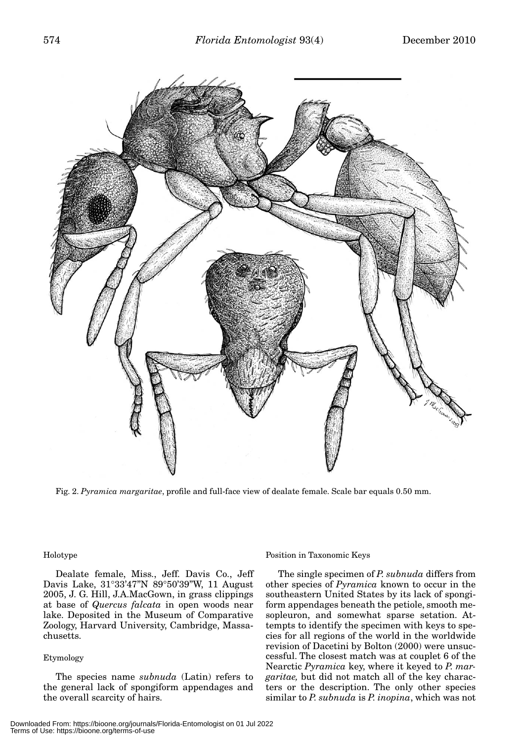Fig. 2. *Pyramica margaritae*, profile and full-face view of dealate female. Scale bar equals 0.50 mm.

### Holotype

Dealate female, Miss., Jeff. Davis Co., Jeff Davis Lake, 31°33'47"N 89°50'39"W, 11 August 2005, J. G. Hill, J.A.MacGown, in grass clippings at base of *Quercus falcata* in open woods near lake. Deposited in the Museum of Comparative Zoology, Harvard University, Cambridge, Massachusetts.

### Etymology

The species name *subnuda* (Latin) refers to the general lack of spongiform appendages and the overall scarcity of hairs.

### Position in Taxonomic Keys

The single specimen of *P. subnuda* differs from other species of *Pyramica* known to occur in the southeastern United States by its lack of spongiform appendages beneath the petiole, smooth mesopleuron, and somewhat sparse setation. Attempts to identify the specimen with keys to species for all regions of the world in the worldwide revision of Dacetini by Bolton (2000) were unsuccessful. The closest match was at couplet 6 of the Nearctic *Pyramica* key, where it keyed to *P. margaritae,* but did not match all of the key characters or the description. The only other species similar to *P. subnuda* is *P. inopina*, which was not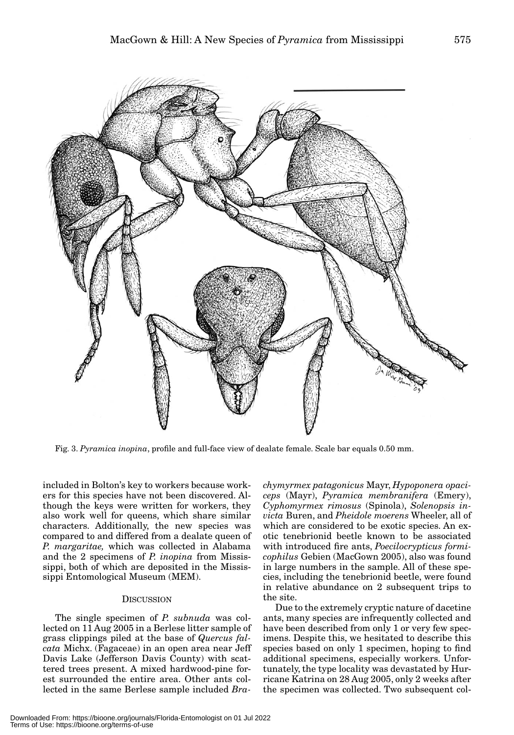Fig. 3. *Pyramica inopina*, profile and full-face view of dealate female. Scale bar equals 0.50 mm.

included in Bolton's key to workers because workers for this species have not been discovered. Although the keys were written for workers, they also work well for queens, which share similar characters. Additionally, the new species was compared to and differed from a dealate queen of *P. margaritae,* which was collected in Alabama and the 2 specimens of *P. inopina* from Mississippi, both of which are deposited in the Mississippi Entomological Museum (MEM).

## Discussion

The single specimen of *P. subnuda* was collected on 11 Aug 2005 in a Berlese litter sample of grass clippings piled at the base of *Quercus falcata* Michx. (Fagaceae) in an open area near Jeff Davis Lake (Jefferson Davis County) with scattered trees present. A mixed hardwood-pine forest surrounded the entire area. Other ants collected in the same Berlese sample included *Brachymyrmex patagonicus* Mayr, *Hypoponera opaciceps* (Mayr), *Pyramica membranifera* (Emery), *Cyphomyrmex rimosus* (Spinola), *Solenopsis invicta* Buren, and *Pheidole moerens* Wheeler, all of which are considered to be exotic species. An exotic tenebrionid beetle known to be associated with introduced fire ants, *Poecilocrypticus formicophilus* Gebien (MacGown 2005), also was found in large numbers in the sample. All of these species, including the tenebrionid beetle, were found in relative abundance on 2 subsequent trips to the site.

Due to the extremely cryptic nature of dacetine ants, many species are infrequently collected and have been described from only 1 or very few specimens. Despite this, we hesitated to describe this species based on only 1 specimen, hoping to find additional specimens, especially workers. Unfortunately, the type locality was devastated by Hurricane Katrina on 28 Aug 2005, only 2 weeks after the specimen was collected. Two subsequent col-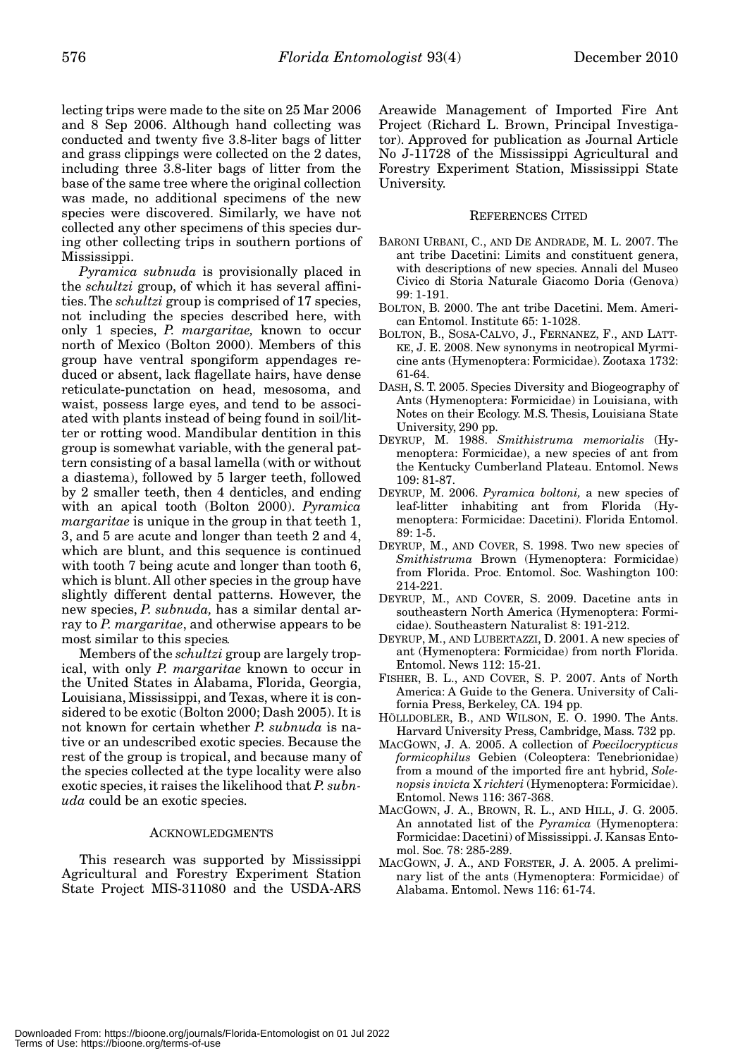lecting trips were made to the site on 25 Mar 2006 and 8 Sep 2006. Although hand collecting was conducted and twenty five 3.8-liter bags of litter and grass clippings were collected on the 2 dates, including three 3.8-liter bags of litter from the base of the same tree where the original collection was made, no additional specimens of the new species were discovered. Similarly, we have not collected any other specimens of this species during other collecting trips in southern portions of Mississippi.

*Pyramica subnuda* is provisionally placed in the *schultzi* group, of which it has several affinities. The *schultzi* group is comprised of 17 species, not including the species described here, with only 1 species, *P. margaritae,* known to occur north of Mexico (Bolton 2000). Members of this group have ventral spongiform appendages reduced or absent, lack flagellate hairs, have dense reticulate-punctation on head, mesosoma, and waist, possess large eyes, and tend to be associated with plants instead of being found in soil/litter or rotting wood. Mandibular dentition in this group is somewhat variable, with the general pattern consisting of a basal lamella (with or without a diastema), followed by 5 larger teeth, followed by 2 smaller teeth, then 4 denticles, and ending with an apical tooth (Bolton 2000). *Pyramica margaritae* is unique in the group in that teeth 1, 3, and 5 are acute and longer than teeth 2 and 4, which are blunt, and this sequence is continued with tooth 7 being acute and longer than tooth 6, which is blunt. All other species in the group have slightly different dental patterns. However, the new species, *P. subnuda,* has a similar dental array to *P. margaritae*, and otherwise appears to be most similar to this species.

Members of the *schultzi* group are largely tropical, with only *P. margaritae* known to occur in the United States in Alabama, Florida, Georgia, Louisiana, Mississippi, and Texas, where it is considered to be exotic (Bolton 2000; Dash 2005). It is not known for certain whether *P. subnuda* is native or an undescribed exotic species. Because the rest of the group is tropical, and because many of the species collected at the type locality were also exotic species, it raises the likelihood that *P. subnuda* could be an exotic species.

## ACKNOWLEDGMENTS

This research was supported by Mississippi Agricultural and Forestry Experiment Station State Project MIS-311080 and the USDA-ARS Areawide Management of Imported Fire Ant Project (Richard L. Brown, Principal Investigator). Approved for publication as Journal Article No J-11728 of the Mississippi Agricultural and Forestry Experiment Station, Mississippi State University.

## REFERENCES CITED

BARONI URBANI, C., AND DE ANDRADE, M. L. 2007. The ant tribe Dacetini: Limits and constituent genera, with descriptions of new species. Annali del Museo Civico di Storia Naturale Giacomo Doria (Genova) 99: 1-191.

BOLTON, B. 2000. The ant tribe Dacetini. Mem. American Entomol. Institute 65: 1-1028.

BOLTON, B., SOSA-CALVO, J., FERNANEZ, F., AND LATTKE, J. E. 2008. New synonyms in neotropical Myrmicine ants (Hymenoptera: Formicidae). Zootaxa 1732: 61-64.

DASH, S. T. 2005. Species Diversity and Biogeography of Ants (Hymenoptera: Formicidae) in Louisiana, with Notes on their Ecology. M.S. Thesis, Louisiana State University, 290 pp.

DEYRUP, M. 1988. *Smithistruma memorialis* (Hymenoptera: Formicidae), a new species of ant from the Kentucky Cumberland Plateau. Entomol. News 109: 81-87.

DEYRUP, M. 2006. *Pyramica boltoni,* a new species of leaf-litter inhabiting ant from Florida (Hymenoptera: Formicidae: Dacetini). Florida Entomol. 89: 1-5.

DEYRUP, M., AND COVER, S. 1998. Two new species of *Smithistruma* Brown (Hymenoptera: Formicidae) from Florida. Proc. Entomol. Soc. Washington 100: 214-221.

DEYRUP, M., AND COVER, S. 2009. Dacetine ants in southeastern North America (Hymenoptera: Formicidae). Southeastern Naturalist 8: 191-212.

DEYRUP, M., AND LUBERTAZZI, D. 2001. A new species of ant (Hymenoptera: Formicidae) from north Florida. Entomol. News 112: 15-21.

FISHER, B. L., AND COVER, S. P. 2007. Ants of North America: A Guide to the Genera. University of California Press, Berkeley, CA. 194 pp.

HÖLLDOBLER, B., AND WILSON, E. O. 1990. The Ants. Harvard University Press, Cambridge, Mass. 732 pp.

MACGOWN, J. A. 2005. A collection of *Poecilocrypticus formicophilus* Gebien (Coleoptera: Tenebrionidae) from a mound of the imported fire ant hybrid, *Solenopsis invicta* X *richteri* (Hymenoptera: Formicidae). Entomol. News 116: 367-368.

MACGOWN, J. A., BROWN, R. L., AND HILL, J. G. 2005. An annotated list of the *Pyramica* (Hymenoptera: Formicidae: Dacetini) of Mississippi. J. Kansas Entomol. Soc. 78: 285-289.

MACGOWN, J. A., AND FORSTER, J. A. 2005. A preliminary list of the ants (Hymenoptera: Formicidae) of Alabama. Entomol. News 116: 61-74.